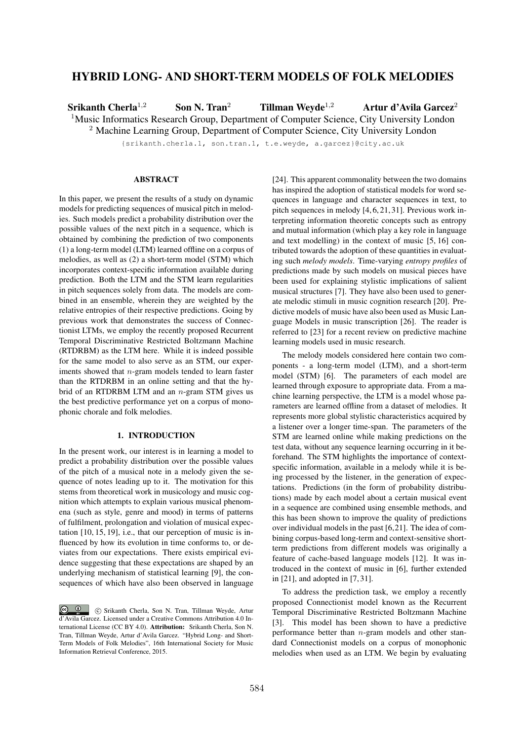# HYBRID LONG- AND SHORT-TERM MODELS OF FOLK MELODIES

**Srikanth Cherla**[1,2] **Son N. Tran**[2] **Tillman Weyde**[1,2] **Artur d'Avila Garcez**[2]

[1]Music Informatics Research Group, Department of Computer Science, City University London

[2] Machine Learning Group, Department of Computer Science, City University London

{srikanth.cherla.1, son.tran.1, t.e.weyde, a.garcez}@city.ac.uk

## ABSTRACT

In this paper, we present the results of a study on dynamic models for predicting sequences of musical pitch in melodies. Such models predict a probability distribution over the possible values of the next pitch in a sequence, which is obtained by combining the prediction of two components (1) a long-term model (LTM) learned offline on a corpus of melodies, as well as (2) a short-term model (STM) which incorporates context-specific information available during prediction. Both the LTM and the STM learn regularities in pitch sequences solely from data. The models are combined in an ensemble, wherein they are weighted by the relative entropies of their respective predictions. Going by previous work that demonstrates the success of Connectionist LTMs, we employ the recently proposed Recurrent Temporal Discriminative Restricted Boltzmann Machine (RTDRBM) as the LTM here. While it is indeed possible for the same model to also serve as an STM, our experiments showed that $n$-gram models tended to learn faster than the RTDRBM in an online setting and that the hybrid of an RTDRBM LTM and an $n$-gram STM gives us the best predictive performance yet on a corpus of monophonic chorale and folk melodies.

## 1. INTRODUCTION

In the present work, our interest is in learning a model to predict a probability distribution over the possible values of the pitch of a musical note in a melody given the sequence of notes leading up to it. The motivation for this stems from theoretical work in musicology and music cognition which attempts to explain various musical phenomena (such as style, genre and mood) in terms of patterns of fulfilment, prolongation and violation of musical expectation [10, 15, 19], i.e., that our perception of music is influenced by how its evolution in time conforms to, or deviates from our expectations. There exists empirical evidence suggesting that these expectations are shaped by an underlying mechanism of statistical learning [9], the consequences of which have also been observed in language [24]. This apparent commonality between the two domains has inspired the adoption of statistical models for word sequences in language and character sequences in text, to pitch sequences in melody [4, 6, 21, 31]. Previous work interpreting information theoretic concepts such as entropy and mutual information (which play a key role in language and text modelling) in the context of music [5, 16] contributed towards the adoption of these quantities in evaluating such *melody models*. Time-varying *entropy profiles* of predictions made by such models on musical pieces have been used for explaining stylistic implications of salient musical structures [7]. They have also been used to generate melodic stimuli in music cognition research [20]. Predictive models of music have also been used as Music Language Models in music transcription [26]. The reader is referred to [23] for a recent review on predictive machine learning models used in music research.

The melody models considered here contain two components - a long-term model (LTM), and a short-term model (STM) [6]. The parameters of each model are learned through exposure to appropriate data. From a machine learning perspective, the LTM is a model whose parameters are learned offline from a dataset of melodies. It represents more global stylistic characteristics acquired by a listener over a longer time-span. The parameters of the STM are learned online while making predictions on the test data, without any sequence learning occurring in it beforehand. The STM highlights the importance of context-specific information, available in a melody while it is being processed by the listener, in the generation of expectations. Predictions (in the form of probability distributions) made by each model about a certain musical event in a sequence are combined using ensemble methods, and this has been shown to improve the quality of predictions over individual models in the past [6,21]. The idea of combining corpus-based long-term and context-sensitive short-term predictions from different models was originally a feature of cache-based language models [12]. It was introduced in the context of music in [6], further extended in [21], and adopted in [7,31].

To address the prediction task, we employ a recently proposed Connectionist model known as the Recurrent Temporal Discriminative Restricted Boltzmann Machine [3]. This model has been shown to have a predictive performance better than $n$-gram models and other standard Connectionist models on a corpus of monophonic melodies when used as an LTM. We begin by evaluating

© Srikanth Cherla, Son N. Tran, Tillman Weyde, Artur d'Avila Garcez. Licensed under a Creative Commons Attribution 4.0 International License (CC BY 4.0). **Attribution:** Srikanth Cherla, Son N. Tran, Tillman Weyde, Artur d'Avila Garcez. "Hybrid Long- and Short-Term Models of Folk Melodies", 16th International Society for Music Information Retrieval Conference, 2015.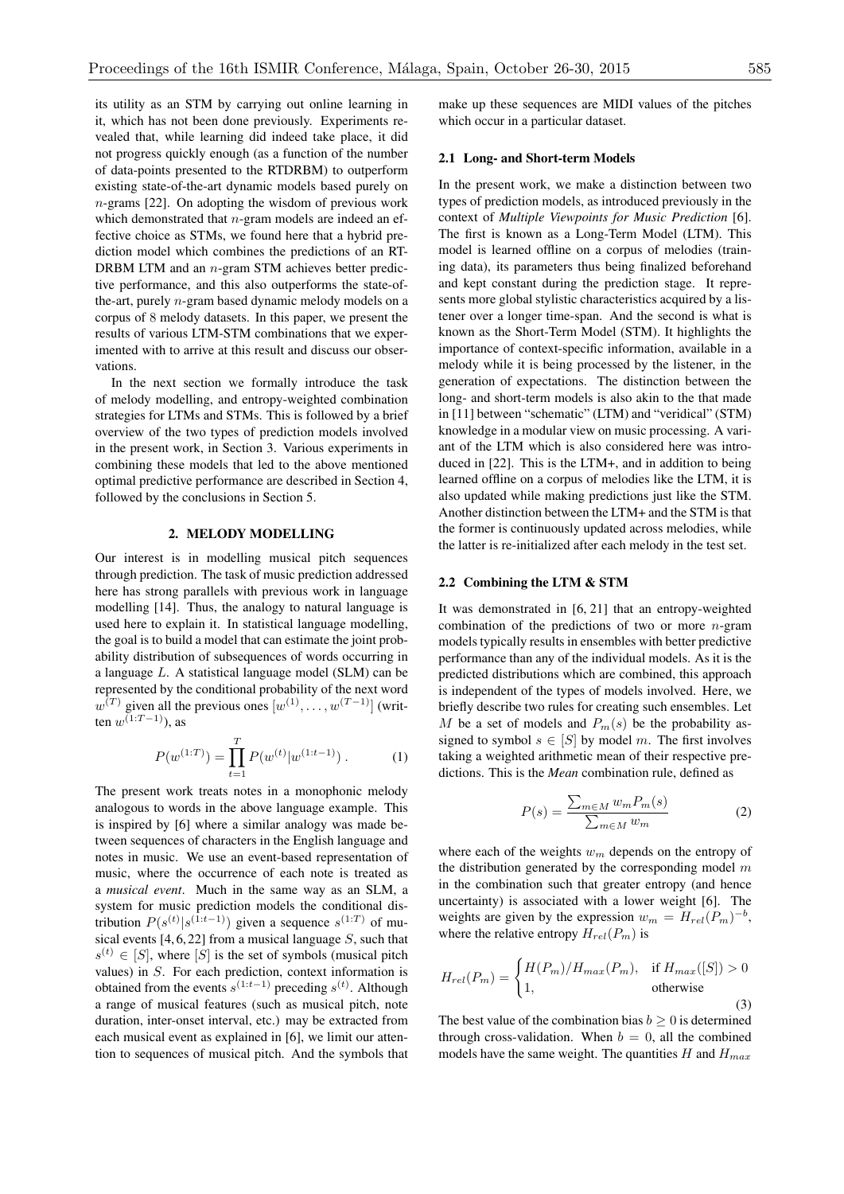its utility as an STM by carrying out online learning in it, which has not been done previously. Experiments revealed that, while learning did indeed take place, it did not progress quickly enough (as a function of the number of data-points presented to the RTDRBM) to outperform existing state-of-the-art dynamic models based purely on $n$-grams [22]. On adopting the wisdom of previous work which demonstrated that $n$-gram models are indeed an effective choice as STMs, we found here that a hybrid prediction model which combines the predictions of an RT-DRBM LTM and an $n$-gram STM achieves better predictive performance, and this also outperforms the state-of-the-art, purely $n$-gram based dynamic melody models on a corpus of 8 melody datasets. In this paper, we present the results of various LTM-STM combinations that we experimented with to arrive at this result and discuss our observations.

In the next section we formally introduce the task of melody modelling, and entropy-weighted combination strategies for LTMs and STMs. This is followed by a brief overview of the two types of prediction models involved in the present work, in Section 3. Various experiments in combining these models that led to the above mentioned optimal predictive performance are described in Section 4, followed by the conclusions in Section 5.

## 2. MELODY MODELLING

Our interest is in modelling musical pitch sequences through prediction. The task of music prediction addressed here has strong parallels with previous work in language modelling [14]. Thus, the analogy to natural language is used here to explain it. In statistical language modelling, the goal is to build a model that can estimate the joint probability distribution of subsequences of words occurring in a language $L$. A statistical language model (SLM) can be represented by the conditional probability of the next word $w^{(T)}$ given all the previous ones $[w^{(1)}, \ldots, w^{(T-1)}]$ (written $w^{(1:T-1)}$), as

$$P(w^{(1:T)}) = \prod_{t=1}^{T} P(w^{(t)}|w^{(1:t-1)}) \,. \tag{1}$$

The present work treats notes in a monophonic melody analogous to words in the above language example. This is inspired by [6] where a similar analogy was made between sequences of characters in the English language and notes in music. We use an event-based representation of music, where the occurrence of each note is treated as a *musical event*. Much in the same way as an SLM, a system for music prediction models the conditional distribution $P(s^{(t)}|s^{(1:t-1)})$ given a sequence $s^{(1:T)}$ of musical events [4, 6, 22] from a musical language $S$, such that $s^{(t)} \in [S]$, where $[S]$ is the set of symbols (musical pitch values) in $S$. For each prediction, context information is obtained from the events $s^{(1:t-1)}$ preceding $s^{(t)}$. Although a range of musical features (such as musical pitch, note duration, inter-onset interval, etc.) may be extracted from each musical event as explained in [6], we limit our attention to sequences of musical pitch. And the symbols that make up these sequences are MIDI values of the pitches which occur in a particular dataset.

### 2.1 Long- and Short-term Models

In the present work, we make a distinction between two types of prediction models, as introduced previously in the context of *Multiple Viewpoints for Music Prediction* [6]. The first is known as a Long-Term Model (LTM). This model is learned offline on a corpus of melodies (training data), its parameters thus being finalized beforehand and kept constant during the prediction stage. It represents more global stylistic characteristics acquired by a listener over a longer time-span. And the second is what is known as the Short-Term Model (STM). It highlights the importance of context-specific information, available in a melody while it is being processed by the listener, in the generation of expectations. The distinction between the long- and short-term models is also akin to the that made in [11] between "schematic" (LTM) and "veridical" (STM) knowledge in a modular view on music processing. A variant of the LTM which is also considered here was introduced in [22]. This is the LTM+, and in addition to being learned offline on a corpus of melodies like the LTM, it is also updated while making predictions just like the STM. Another distinction between the LTM+ and the STM is that the former is continuously updated across melodies, while the latter is re-initialized after each melody in the test set.

### 2.2 Combining the LTM & STM

It was demonstrated in [6, 21] that an entropy-weighted combination of the predictions of two or more $n$-gram models typically results in ensembles with better predictive performance than any of the individual models. As it is the predicted distributions which are combined, this approach is independent of the types of models involved. Here, we briefly describe two rules for creating such ensembles. Let $M$ be a set of models and $P_m(s)$ be the probability assigned to symbol $s \in [S]$ by model $m$. The first involves taking a weighted arithmetic mean of their respective predictions. This is the *Mean* combination rule, defined as

$$P(s) = \frac{\sum_{m \in M} w_m P_m(s)}{\sum_{m \in M} w_m} \tag{2}$$

where each of the weights $w_m$ depends on the entropy of the distribution generated by the corresponding model $m$ in the combination such that greater entropy (and hence uncertainty) is associated with a lower weight [6]. The weights are given by the expression $w_m = H_{rel}(P_m)^{-b}$, where the relative entropy $H_{rel}(P_m)$ is

$$H_{rel}(P_m) = \begin{cases} H(P_m)/H_{max}(P_m), & \text{if } H_{max}([S]) > 0 \\ 1, & \text{otherwise} \end{cases} \tag{3}$$

The best value of the combination bias $b \geq 0$ is determined through cross-validation. When $b = 0$, all the combined models have the same weight. The quantities $H$ and $H_{max}$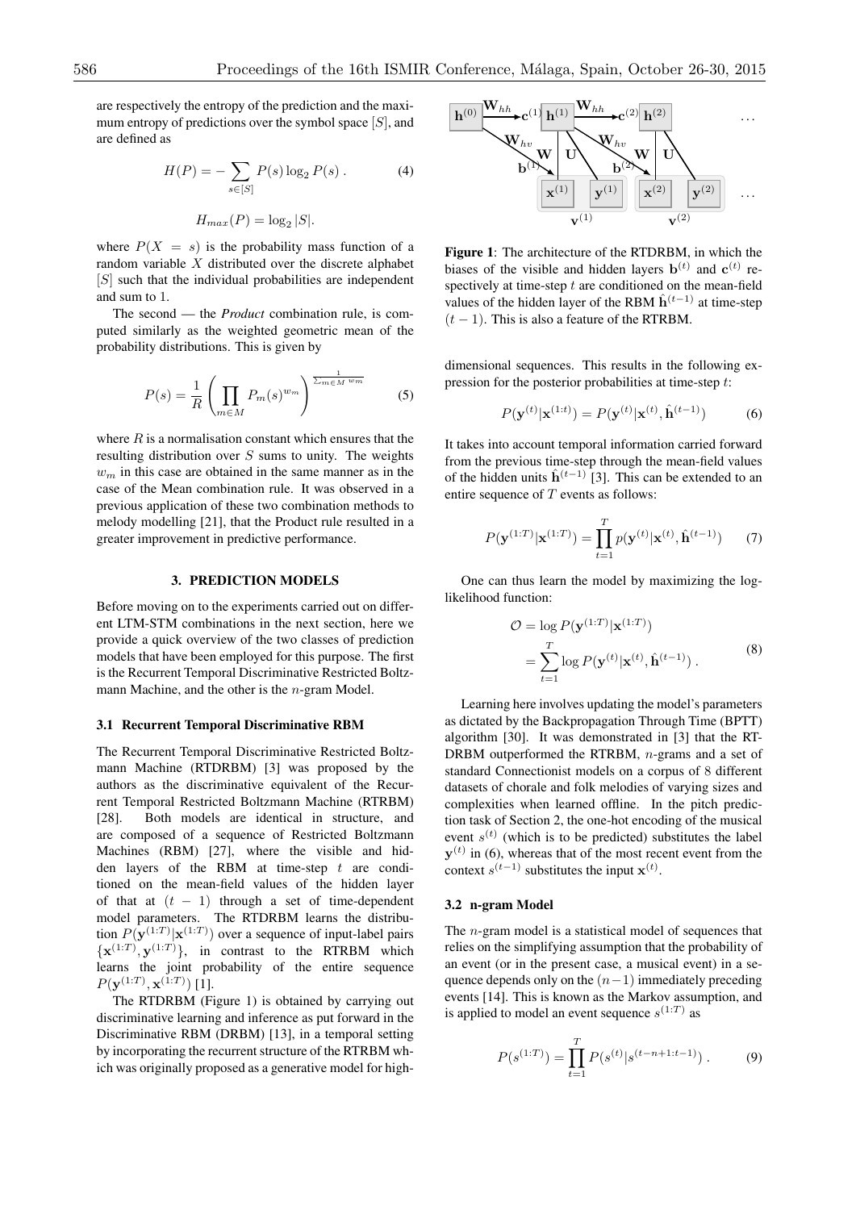are respectively the entropy of the prediction and the maximum entropy of predictions over the symbol space $[S]$, and are defined as

$$H(P) = -\sum_{s \in [S]} P(s) \log_2 P(s) . \tag{4}$$

$$H_{max}(P) = \log_2 |S|.$$

where $P(X = s)$ is the probability mass function of a random variable $X$ distributed over the discrete alphabet $[S]$ such that the individual probabilities are independent and sum to 1.

The second — the *Product* combination rule, is computed similarly as the weighted geometric mean of the probability distributions. This is given by

$$P(s) = \frac{1}{R} \left( \prod_{m \in M} P_m(s)^{w_m} \right)^{\frac{1}{\sum_{m \in M} w_m}} \tag{5}$$

where $R$ is a normalisation constant which ensures that the resulting distribution over $S$ sums to unity. The weights $w_m$ in this case are obtained in the same manner as in the case of the Mean combination rule. It was observed in a previous application of these two combination methods to melody modelling [21], that the Product rule resulted in a greater improvement in predictive performance.

## 3. PREDICTION MODELS

Before moving on to the experiments carried out on different LTM-STM combinations in the next section, here we provide a quick overview of the two classes of prediction models that have been employed for this purpose. The first is the Recurrent Temporal Discriminative Restricted Boltzmann Machine, and the other is the $n$-gram Model.

### 3.1 Recurrent Temporal Discriminative RBM

The Recurrent Temporal Discriminative Restricted Boltzmann Machine (RTDRBM) [3] was proposed by the authors as the discriminative equivalent of the Recurrent Temporal Restricted Boltzmann Machine (RTRBM) [28]. Both models are identical in structure, and are composed of a sequence of Restricted Boltzmann Machines (RBM) [27], where the visible and hidden layers of the RBM at time-step $t$ are conditioned on the mean-field values of the hidden layer of that at $(t-1)$ through a set of time-dependent model parameters. The RTDRBM learns the distribution $P(\mathbf{y}^{(1:T)}|\mathbf{x}^{(1:T)})$ over a sequence of input-label pairs $\{\mathbf{x}^{(1:T)}, \mathbf{y}^{(1:T)}\}$, in contrast to the RTRBM which learns the joint probability of the entire sequence $P(\mathbf{y}^{(1:T)}, \mathbf{x}^{(1:T)})$ [1].

The RTDRBM (Figure 1) is obtained by carrying out discriminative learning and inference as put forward in the Discriminative RBM (DRBM) [13], in a temporal setting by incorporating the recurrent structure of the RTRBM which was originally proposed as a generative model for high-

**Figure 1**: The architecture of the RTDRBM, in which the biases of the visible and hidden layers $\mathbf{b}^{(t)}$ and $\mathbf{c}^{(t)}$ respectively at time-step $t$ are conditioned on the mean-field values of the hidden layer of the RBM $\hat{\mathbf{h}}^{(t-1)}$ at time-step $(t-1)$. This is also a feature of the RTRBM.

dimensional sequences. This results in the following expression for the posterior probabilities at time-step $t$:

$$P(\mathbf{y}^{(t)}|\mathbf{x}^{(1:t)}) = P(\mathbf{y}^{(t)}|\mathbf{x}^{(t)}, \hat{\mathbf{h}}^{(t-1)}) \tag{6}$$

It takes into account temporal information carried forward from the previous time-step through the mean-field values of the hidden units $\hat{\mathbf{h}}^{(t-1)}$ [3]. This can be extended to an entire sequence of $T$ events as follows:

$$P(\mathbf{y}^{(1:T)}|\mathbf{x}^{(1:T)}) = \prod_{t=1}^{T} p(\mathbf{y}^{(t)}|\mathbf{x}^{(t)}, \hat{\mathbf{h}}^{(t-1)}) \tag{7}$$

One can thus learn the model by maximizing the log-likelihood function:

$$\begin{aligned} \mathcal{O} &= \log P(\mathbf{y}^{(1:T)}|\mathbf{x}^{(1:T)}) \\ &= \sum_{t=1}^{T} \log P(\mathbf{y}^{(t)}|\mathbf{x}^{(t)}, \hat{\mathbf{h}}^{(t-1)}) . \end{aligned} \tag{8}$$

Learning here involves updating the model's parameters as dictated by the Backpropagation Through Time (BPTT) algorithm [30]. It was demonstrated in [3] that the RTDRBM outperformed the RTRBM, $n$-grams and a set of standard Connectionist models on a corpus of 8 different datasets of chorale and folk melodies of varying sizes and complexities when learned offline. In the pitch prediction task of Section 2, the one-hot encoding of the musical event $s^{(t)}$ (which is to be predicted) substitutes the label $\mathbf{y}^{(t)}$ in (6), whereas that of the most recent event from the context $s^{(t-1)}$ substitutes the input $\mathbf{x}^{(t)}$.

### 3.2 n-gram Model

The $n$-gram model is a statistical model of sequences that relies on the simplifying assumption that the probability of an event (or in the present case, a musical event) in a sequence depends only on the $(n-1)$ immediately preceding events [14]. This is known as the Markov assumption, and is applied to model an event sequence $s^{(1:T)}$ as

$$P(s^{(1:T)}) = \prod_{t=1}^{T} P(s^{(t)}|s^{(t-n+1:t-1)}) . \tag{9}$$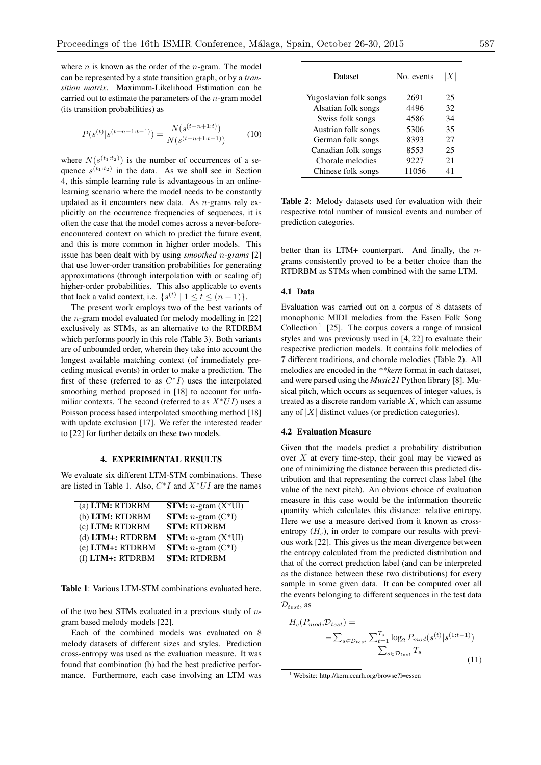where $n$ is known as the order of the $n$-gram. The model can be represented by a state transition graph, or by a *transition matrix*. Maximum-Likelihood Estimation can be carried out to estimate the parameters of the $n$-gram model (its transition probabilities) as

$$P(s^{(t)}|s^{(t-n+1:t-1)}) = \frac{N(s^{(t-n+1:t)})}{N(s^{(t-n+1:t-1)})} \qquad (10)$$

where $N(s^{(t_1:t_2)})$ is the number of occurrences of a sequence $s^{(t_1:t_2)}$ in the data. As we shall see in Section 4, this simple learning rule is advantageous in an online-learning scenario where the model needs to be constantly updated as it encounters new data. As $n$-grams rely explicitly on the occurrence frequencies of sequences, it is often the case that the model comes across a never-before-encountered context on which to predict the future event, and this is more common in higher order models. This issue has been dealt with by using *smoothed $n$-grams* [2] that use lower-order transition probabilities for generating approximations (through interpolation with or scaling of) higher-order probabilities. This also applicable to events that lack a valid context, i.e. $\{s^{(t)} \mid 1 \leq t \leq (n-1)\}$.

The present work employs two of the best variants of the $n$-gram model evaluated for melody modelling in [22] exclusively as STMs, as an alternative to the RTDRBM which performs poorly in this role (Table 3). Both variants are of unbounded order, wherein they take into account the longest available matching context (of immediately preceding musical events) in order to make a prediction. The first of these (referred to as $C^*I$) uses the interpolated smoothing method proposed in [18] to account for unfamiliar contexts. The second (referred to as $X^*UI$) uses a Poisson process based interpolated smoothing method [18] with update exclusion [17]. We refer the interested reader to [22] for further details on these two models.

## 4. EXPERIMENTAL RESULTS

We evaluate six different LTM-STM combinations. These are listed in Table 1. Also, $C^*I$ and $X^*UI$ are the names of the two best STMs evaluated in a previous study of $n$-gram based melody models [22].

| | |
|---|---|
| (a) **LTM:** RTDRBM | **STM:** $n$-gram (X*UI) |
| (b) **LTM:** RTDRBM | **STM:** $n$-gram (C*I) |
| (c) **LTM:** RTDRBM | **STM:** RTDRBM |
| (d) **LTM+:** RTDRBM | **STM:** $n$-gram (X*UI) |
| (e) **LTM+:** RTDRBM | **STM:** $n$-gram (C*I) |
| (f) **LTM+:** RTDRBM | **STM:** RTDRBM |

**Table 1**: Various LTM-STM combinations evaluated here.

Each of the combined models was evaluated on 8 melody datasets of different sizes and styles. Prediction cross-entropy was used as the evaluation measure. It was found that combination (b) had the best predictive performance. Furthermore, each case involving an LTM was better than its LTM+ counterpart. And finally, the $n$-grams consistently proved to be a better choice than the RTDRBM as STMs when combined with the same LTM.

| Dataset | No. events | $\lvert X \rvert$ |
|---|---|---|
| Yugoslavian folk songs | 2691 | 25 |
| Alsatian folk songs | 4496 | 32 |
| Swiss folk songs | 4586 | 34 |
| Austrian folk songs | 5306 | 35 |
| German folk songs | 8393 | 27 |
| Canadian folk songs | 8553 | 25 |
| Chorale melodies | 9227 | 21 |
| Chinese folk songs | 11056 | 41 |

**Table 2**: Melody datasets used for evaluation with their respective total number of musical events and number of prediction categories.

### 4.1 Data

Evaluation was carried out on a corpus of 8 datasets of monophonic MIDI melodies from the Essen Folk Song Collection [1] [25]. The corpus covers a range of musical styles and was previously used in [4, 22] to evaluate their respective prediction models. It contains folk melodies of 7 different traditions, and chorale melodies (Table 2). All melodies are encoded in the ***kern* format in each dataset, and were parsed using the *Music21* Python library [8]. Musical pitch, which occurs as sequences of integer values, is treated as a discrete random variable $X$, which can assume any of $|X|$ distinct values (or prediction categories).

### 4.2 Evaluation Measure

Given that the models predict a probability distribution over $X$ at every time-step, their goal may be viewed as one of minimizing the distance between this predicted distribution and that representing the correct class label (the value of the next pitch). An obvious choice of evaluation measure in this case would be the information theoretic quantity which calculates this distance: relative entropy. Here we use a measure derived from it known as cross-entropy ($H_c$), in order to compare our results with previous work [22]. This gives us the mean divergence between the entropy calculated from the predicted distribution and that of the correct prediction label (and can be interpreted as the distance between these two distributions) for every sample in some given data. It can be computed over all the events belonging to different sequences in the test data $\mathcal{D}_{test}$, as

$$H_c(P_{mod}, \mathcal{D}_{test}) = \frac{-\sum_{s \in \mathcal{D}_{test}} \sum_{t=1}^{T_s} \log_2 P_{mod}(s^{(t)}|s^{(1:t-1)})}{\sum_{s \in \mathcal{D}_{test}} T_s} \qquad (11)$$

[1] Website: http://kern.ccarh.org/browse?l=essen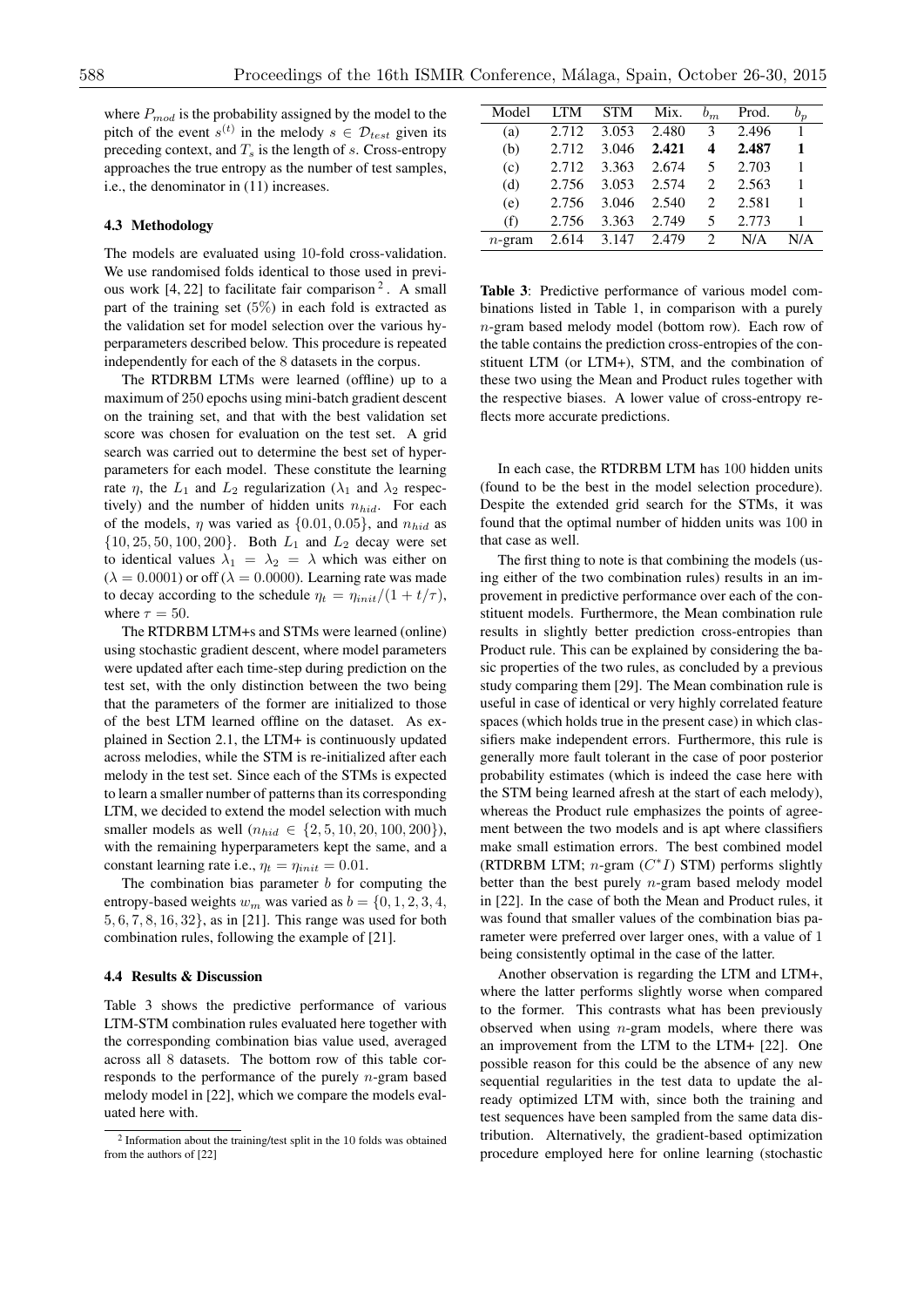where $P_{mod}$ is the probability assigned by the model to the pitch of the event $s^{(t)}$ in the melody $s \in \mathcal{D}_{test}$ given its preceding context, and $T_s$ is the length of $s$. Cross-entropy approaches the true entropy as the number of test samples, i.e., the denominator in (11) increases.

### 4.3 Methodology

The models are evaluated using 10-fold cross-validation. We use randomised folds identical to those used in previous work [4, 22] to facilitate fair comparison [2]. A small part of the training set (5%) in each fold is extracted as the validation set for model selection over the various hyperparameters described below. This procedure is repeated independently for each of the 8 datasets in the corpus.

The RTDRBM LTMs were learned (offline) up to a maximum of 250 epochs using mini-batch gradient descent on the training set, and that with the best validation set score was chosen for evaluation on the test set. A grid search was carried out to determine the best set of hyperparameters for each model. These constitute the learning rate $\eta$, the $L_1$ and $L_2$ regularization ($\lambda_1$ and $\lambda_2$ respectively) and the number of hidden units $n_{hid}$. For each of the models, $\eta$ was varied as $\{0.01, 0.05\}$, and $n_{hid}$ as $\{10, 25, 50, 100, 200\}$. Both $L_1$ and $L_2$ decay were set to identical values $\lambda_1 = \lambda_2 = \lambda$ which was either on ($\lambda = 0.0001$) or off ($\lambda = 0.0000$). Learning rate was made to decay according to the schedule $\eta_t = \eta_{init}/(1 + t/\tau)$, where $\tau = 50$.

The RTDRBM LTM+s and STMs were learned (online) using stochastic gradient descent, where model parameters were updated after each time-step during prediction on the test set, with the only distinction between the two being that the parameters of the former are initialized to those of the best LTM learned offline on the dataset. As explained in Section 2.1, the LTM+ is continuously updated across melodies, while the STM is re-initialized after each melody in the test set. Since each of the STMs is expected to learn a smaller number of patterns than its corresponding LTM, we decided to extend the model selection with much smaller models as well ($n_{hid} \in \{2, 5, 10, 20, 100, 200\}$), with the remaining hyperparameters kept the same, and a constant learning rate i.e., $\eta_t = \eta_{init} = 0.01$.

The combination bias parameter $b$ for computing the entropy-based weights $w_m$ was varied as $b = \{0, 1, 2, 3, 4, 5, 6, 7, 8, 16, 32\}$, as in [21]. This range was used for both combination rules, following the example of [21].

### 4.4 Results & Discussion

Table 3 shows the predictive performance of various LTM-STM combination rules evaluated here together with the corresponding combination bias value used, averaged across all 8 datasets. The bottom row of this table corresponds to the performance of the purely $n$-gram based melody model in [22], which we compare the models evaluated here with.

[2] Information about the training/test split in the 10 folds was obtained from the authors of [22]

| Model | LTM | STM | Mix. | $b_m$ | Prod. | $b_p$ |
|---|---|---|---|---|---|---|
| (a) | 2.712 | 3.053 | 2.480 | 3 | 2.496 | 1 |
| (b) | 2.712 | 3.046 | **2.421** | **4** | **2.487** | **1** |
| (c) | 2.712 | 3.363 | 2.674 | 5 | 2.703 | 1 |
| (d) | 2.756 | 3.053 | 2.574 | 2 | 2.563 | 1 |
| (e) | 2.756 | 3.046 | 2.540 | 2 | 2.581 | 1 |
| (f) | 2.756 | 3.363 | 2.749 | 5 | 2.773 | 1 |
| $n$-gram | 2.614 | 3.147 | 2.479 | 2 | N/A | N/A |

**Table 3**: Predictive performance of various model combinations listed in Table 1, in comparison with a purely $n$-gram based melody model (bottom row). Each row of the table contains the prediction cross-entropies of the constituent LTM (or LTM+), STM, and the combination of these two using the Mean and Product rules together with the respective biases. A lower value of cross-entropy reflects more accurate predictions.

In each case, the RTDRBM LTM has 100 hidden units (found to be the best in the model selection procedure). Despite the extended grid search for the STMs, it was found that the optimal number of hidden units was 100 in that case as well.

The first thing to note is that combining the models (using either of the two combination rules) results in an improvement in predictive performance over each of the constituent models. Furthermore, the Mean combination rule results in slightly better prediction cross-entropies than Product rule. This can be explained by considering the basic properties of the two rules, as concluded by a previous study comparing them [29]. The Mean combination rule is useful in case of identical or very highly correlated feature spaces (which holds true in the present case) in which classifiers make independent errors. Furthermore, this rule is generally more fault tolerant in the case of poor posterior probability estimates (which is indeed the case here with the STM being learned afresh at the start of each melody), whereas the Product rule emphasizes the points of agreement between the two models and is apt where classifiers make small estimation errors. The best combined model (RTDRBM LTM; $n$-gram ($C^*I$) STM) performs slightly better than the best purely $n$-gram based melody model in [22]. In the case of both the Mean and Product rules, it was found that smaller values of the combination bias parameter were preferred over larger ones, with a value of 1 being consistently optimal in the case of the latter.

Another observation is regarding the LTM and LTM+, where the latter performs slightly worse when compared to the former. This contrasts what has been previously observed when using $n$-gram models, where there was an improvement from the LTM to the LTM+ [22]. One possible reason for this could be the absence of any new sequential regularities in the test data to update the already optimized LTM with, since both the training and test sequences have been sampled from the same data distribution. Alternatively, the gradient-based optimization procedure employed here for online learning (stochastic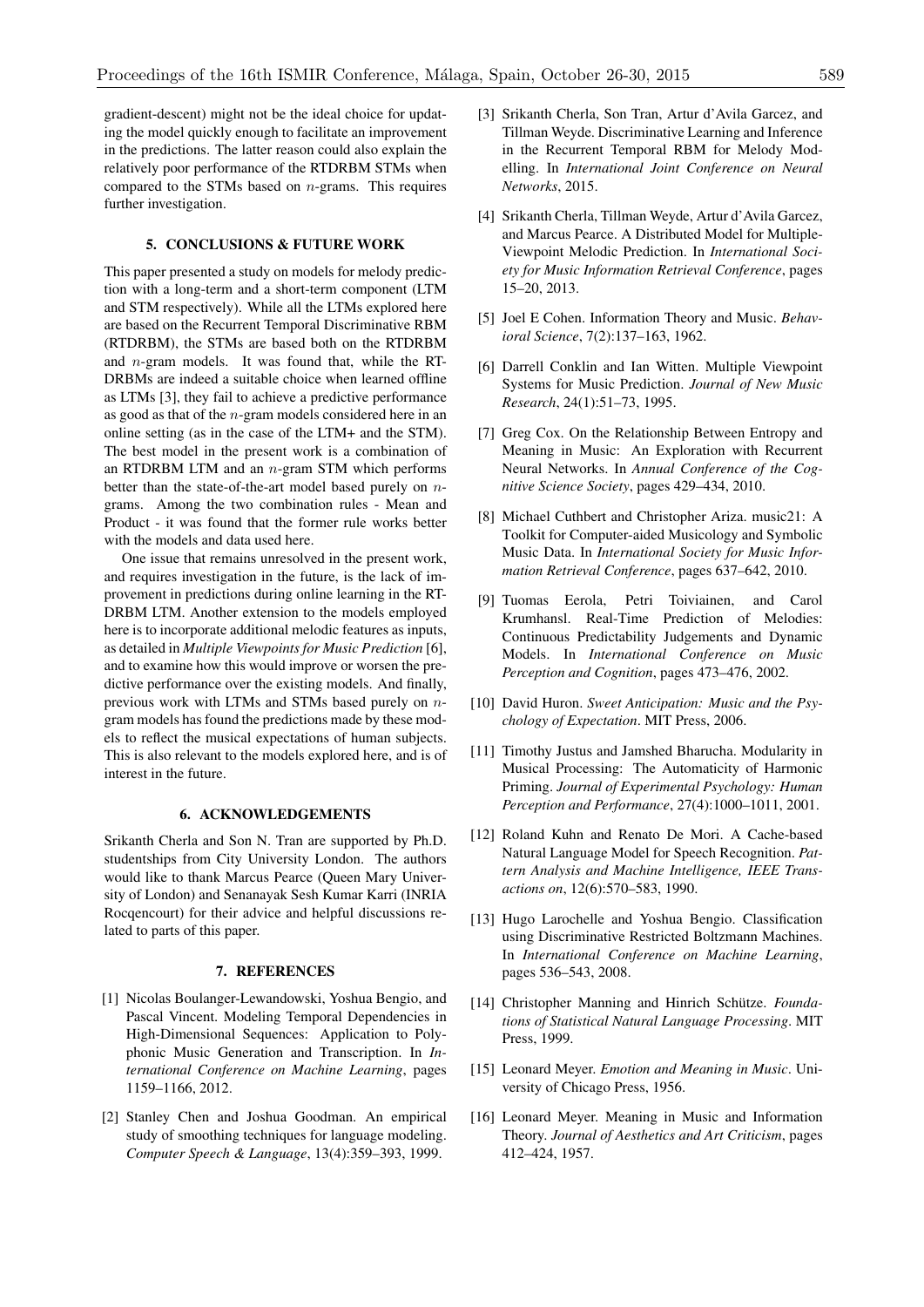gradient-descent) might not be the ideal choice for updating the model quickly enough to facilitate an improvement in the predictions. The latter reason could also explain the relatively poor performance of the RTDRBM STMs when compared to the STMs based on $n$-grams. This requires further investigation.

## 5. CONCLUSIONS & FUTURE WORK

This paper presented a study on models for melody prediction with a long-term and a short-term component (LTM and STM respectively). While all the LTMs explored here are based on the Recurrent Temporal Discriminative RBM (RTDRBM), the STMs are based both on the RTDRBM and $n$-gram models. It was found that, while the RTDRBMs are indeed a suitable choice when learned offline as LTMs [3], they fail to achieve a predictive performance as good as that of the $n$-gram models considered here in an online setting (as in the case of the LTM+ and the STM). The best model in the present work is a combination of an RTDRBM LTM and an $n$-gram STM which performs better than the state-of-the-art model based purely on $n$-grams. Among the two combination rules - Mean and Product - it was found that the former rule works better with the models and data used here.

One issue that remains unresolved in the present work, and requires investigation in the future, is the lack of improvement in predictions during online learning in the RTDRBM LTM. Another extension to the models employed here is to incorporate additional melodic features as inputs, as detailed in *Multiple Viewpoints for Music Prediction* [6], and to examine how this would improve or worsen the predictive performance over the existing models. And finally, previous work with LTMs and STMs based purely on $n$-gram models has found the predictions made by these models to reflect the musical expectations of human subjects. This is also relevant to the models explored here, and is of interest in the future.

## 6. ACKNOWLEDGEMENTS

Srikanth Cherla and Son N. Tran are supported by Ph.D. studentships from City University London. The authors would like to thank Marcus Pearce (Queen Mary University of London) and Senanayak Sesh Kumar Karri (INRIA Rocqencourt) for their advice and helpful discussions related to parts of this paper.

## 7. REFERENCES

[1] Nicolas Boulanger-Lewandowski, Yoshua Bengio, and Pascal Vincent. Modeling Temporal Dependencies in High-Dimensional Sequences: Application to Polyphonic Music Generation and Transcription. In *International Conference on Machine Learning*, pages 1159–1166, 2012.

[2] Stanley Chen and Joshua Goodman. An empirical study of smoothing techniques for language modeling. *Computer Speech & Language*, 13(4):359–393, 1999.

[3] Srikanth Cherla, Son Tran, Artur d'Avila Garcez, and Tillman Weyde. Discriminative Learning and Inference in the Recurrent Temporal RBM for Melody Modelling. In *International Joint Conference on Neural Networks*, 2015.

[4] Srikanth Cherla, Tillman Weyde, Artur d'Avila Garcez, and Marcus Pearce. A Distributed Model for Multiple-Viewpoint Melodic Prediction. In *International Society for Music Information Retrieval Conference*, pages 15–20, 2013.

[5] Joel E Cohen. Information Theory and Music. *Behavioral Science*, 7(2):137–163, 1962.

[6] Darrell Conklin and Ian Witten. Multiple Viewpoint Systems for Music Prediction. *Journal of New Music Research*, 24(1):51–73, 1995.

[7] Greg Cox. On the Relationship Between Entropy and Meaning in Music: An Exploration with Recurrent Neural Networks. In *Annual Conference of the Cognitive Science Society*, pages 429–434, 2010.

[8] Michael Cuthbert and Christopher Ariza. music21: A Toolkit for Computer-aided Musicology and Symbolic Music Data. In *International Society for Music Information Retrieval Conference*, pages 637–642, 2010.

[9] Tuomas Eerola, Petri Toiviainen, and Carol Krumhansl. Real-Time Prediction of Melodies: Continuous Predictability Judgements and Dynamic Models. In *International Conference on Music Perception and Cognition*, pages 473–476, 2002.

[10] David Huron. *Sweet Anticipation: Music and the Psychology of Expectation*. MIT Press, 2006.

[11] Timothy Justus and Jamshed Bharucha. Modularity in Musical Processing: The Automaticity of Harmonic Priming. *Journal of Experimental Psychology: Human Perception and Performance*, 27(4):1000–1011, 2001.

[12] Roland Kuhn and Renato De Mori. A Cache-based Natural Language Model for Speech Recognition. *Pattern Analysis and Machine Intelligence, IEEE Transactions on*, 12(6):570–583, 1990.

[13] Hugo Larochelle and Yoshua Bengio. Classification using Discriminative Restricted Boltzmann Machines. In *International Conference on Machine Learning*, pages 536–543, 2008.

[14] Christopher Manning and Hinrich Schütze. *Foundations of Statistical Natural Language Processing*. MIT Press, 1999.

[15] Leonard Meyer. *Emotion and Meaning in Music*. University of Chicago Press, 1956.

[16] Leonard Meyer. Meaning in Music and Information Theory. *Journal of Aesthetics and Art Criticism*, pages 412–424, 1957.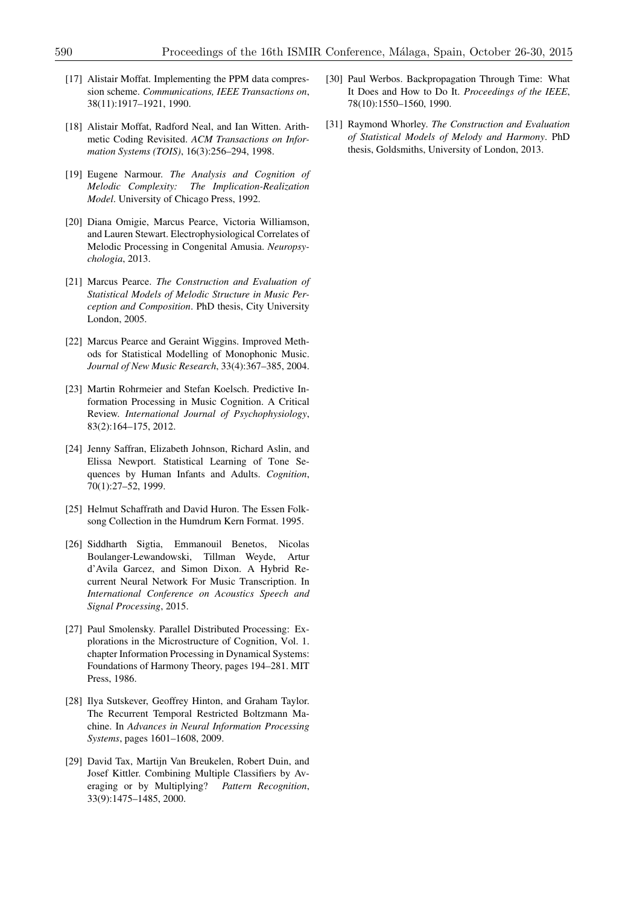[17] Alistair Moffat. Implementing the PPM data compression scheme. *Communications, IEEE Transactions on*, 38(11):1917–1921, 1990.

[18] Alistair Moffat, Radford Neal, and Ian Witten. Arithmetic Coding Revisited. *ACM Transactions on Information Systems (TOIS)*, 16(3):256–294, 1998.

[19] Eugene Narmour. *The Analysis and Cognition of Melodic Complexity: The Implication-Realization Model*. University of Chicago Press, 1992.

[20] Diana Omigie, Marcus Pearce, Victoria Williamson, and Lauren Stewart. Electrophysiological Correlates of Melodic Processing in Congenital Amusia. *Neuropsychologia*, 2013.

[21] Marcus Pearce. *The Construction and Evaluation of Statistical Models of Melodic Structure in Music Perception and Composition*. PhD thesis, City University London, 2005.

[22] Marcus Pearce and Geraint Wiggins. Improved Methods for Statistical Modelling of Monophonic Music. *Journal of New Music Research*, 33(4):367–385, 2004.

[23] Martin Rohrmeier and Stefan Koelsch. Predictive Information Processing in Music Cognition. A Critical Review. *International Journal of Psychophysiology*, 83(2):164–175, 2012.

[24] Jenny Saffran, Elizabeth Johnson, Richard Aslin, and Elissa Newport. Statistical Learning of Tone Sequences by Human Infants and Adults. *Cognition*, 70(1):27–52, 1999.

[25] Helmut Schaffrath and David Huron. The Essen Folksong Collection in the Humdrum Kern Format. 1995.

[26] Siddharth Sigtia, Emmanouil Benetos, Nicolas Boulanger-Lewandowski, Tillman Weyde, Artur d'Avila Garcez, and Simon Dixon. A Hybrid Recurrent Neural Network For Music Transcription. In *International Conference on Acoustics Speech and Signal Processing*, 2015.

[27] Paul Smolensky. Parallel Distributed Processing: Explorations in the Microstructure of Cognition, Vol. 1. chapter Information Processing in Dynamical Systems: Foundations of Harmony Theory, pages 194–281. MIT Press, 1986.

[28] Ilya Sutskever, Geoffrey Hinton, and Graham Taylor. The Recurrent Temporal Restricted Boltzmann Machine. In *Advances in Neural Information Processing Systems*, pages 1601–1608, 2009.

[29] David Tax, Martijn Van Breukelen, Robert Duin, and Josef Kittler. Combining Multiple Classifiers by Averaging or by Multiplying? *Pattern Recognition*, 33(9):1475–1485, 2000.

[30] Paul Werbos. Backpropagation Through Time: What It Does and How to Do It. *Proceedings of the IEEE*, 78(10):1550–1560, 1990.

[31] Raymond Whorley. *The Construction and Evaluation of Statistical Models of Melody and Harmony*. PhD thesis, Goldsmiths, University of London, 2013.